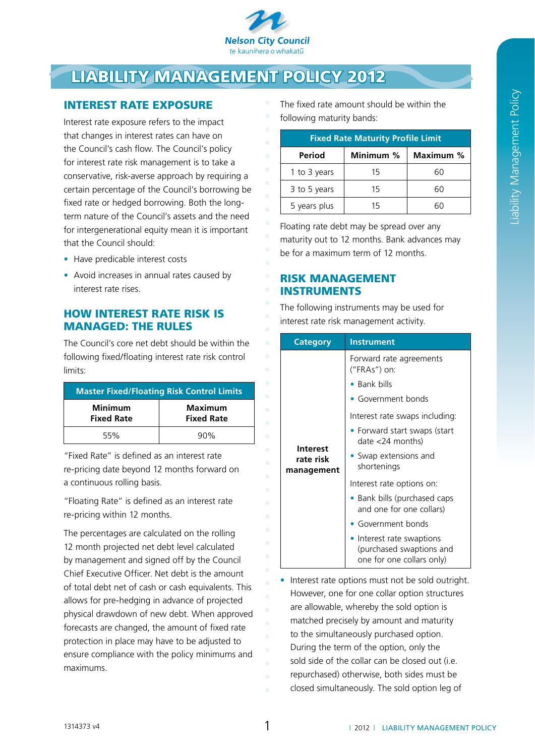Nelson City Council
te kaunihera o whakatū

# LIABILITY MANAGEMENT POLICY 2012

## INTEREST RATE EXPOSURE

Interest rate exposure refers to the impact that changes in interest rates can have on the Council's cash flow. The Council's policy for interest rate risk management is to take a conservative, risk-averse approach by requiring a certain percentage of the Council's borrowing be fixed rate or hedged borrowing. Both the long-term nature of the Council's assets and the need for intergenerational equity mean it is important that the Council should:

- Have predicable interest costs
- Avoid increases in annual rates caused by interest rate rises.

## HOW INTEREST RATE RISK IS MANAGED: THE RULES

The Council's core net debt should be within the following fixed/floating interest rate risk control limits:

| Master Fixed/Floating Risk Control Limits | |
|---|---|
| **Minimum Fixed Rate** | **Maximum Fixed Rate** |
| 55% | 90% |

"Fixed Rate" is defined as an interest rate re-pricing date beyond 12 months forward on a continuous rolling basis.

"Floating Rate" is defined as an interest rate re-pricing within 12 months.

The percentages are calculated on the rolling 12 month projected net debt level calculated by management and signed off by the Council Chief Executive Officer. Net debt is the amount of total debt net of cash or cash equivalents. This allows for pre-hedging in advance of projected physical drawdown of new debt. When approved forecasts are changed, the amount of fixed rate protection in place may have to be adjusted to ensure compliance with the policy minimums and maximums.

The fixed rate amount should be within the following maturity bands:

| Fixed Rate Maturity Profile Limit | | |
|---|---|---|
| **Period** | **Minimum %** | **Maximum %** |
| 1 to 3 years | 15 | 60 |
| 3 to 5 years | 15 | 60 |
| 5 years plus | 15 | 60 |

Floating rate debt may be spread over any maturity out to 12 months. Bank advances may be for a maximum term of 12 months.

## RISK MANAGEMENT INSTRUMENTS

The following instruments may be used for interest rate risk management activity.

| Category | Instrument |
|---|---|
| **Interest rate risk management** | Forward rate agreements ("FRAs") on:<br>• Bank bills<br>• Government bonds<br>Interest rate swaps including:<br>• Forward start swaps (start date <24 months)<br>• Swap extensions and shortenings<br>Interest rate options on:<br>• Bank bills (purchased caps and one for one collars)<br>• Government bonds<br>• Interest rate swaptions (purchased swaptions and one for one collars only) |

- Interest rate options must not be sold outright. However, one for one collar option structures are allowable, whereby the sold option is matched precisely by amount and maturity to the simultaneously purchased option. During the term of the option, only the sold side of the collar can be closed out (i.e. repurchased) otherwise, both sides must be closed simultaneously. The sold option leg of

1314373 v4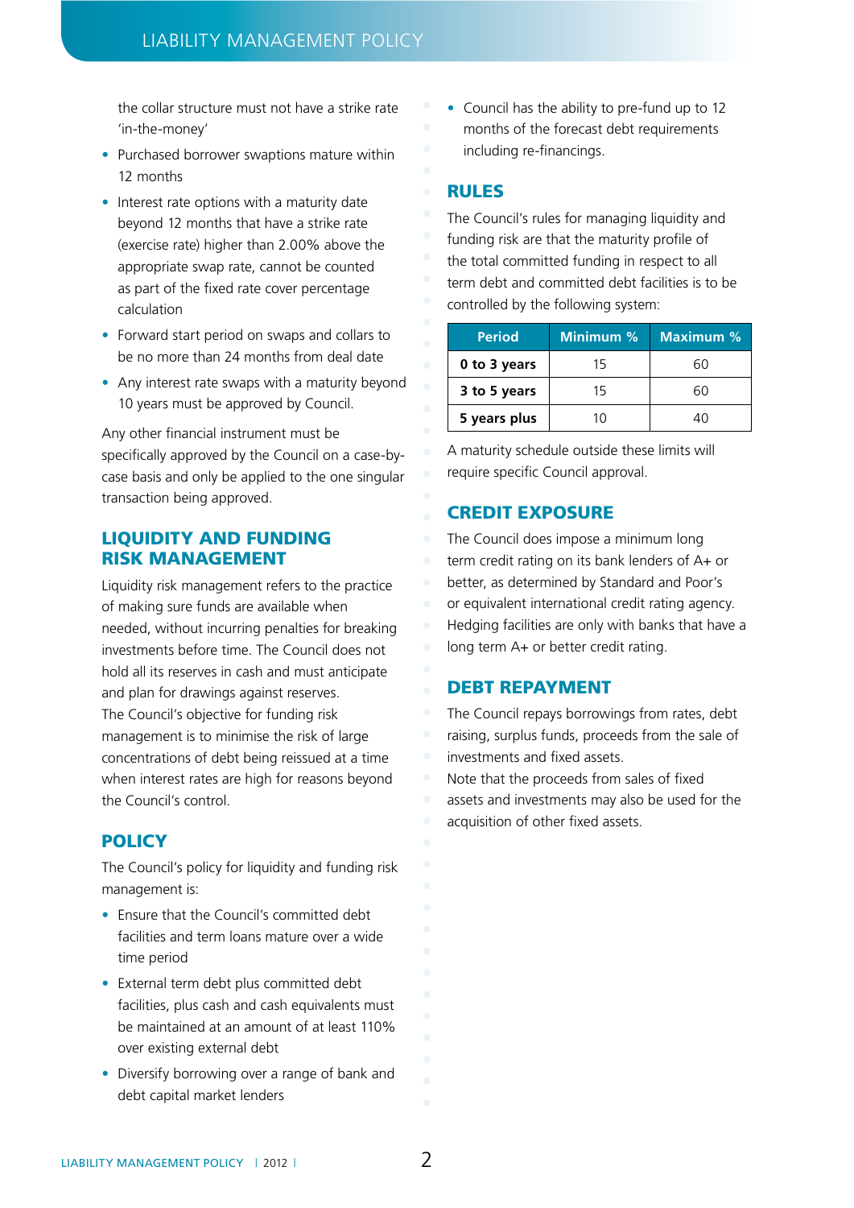the collar structure must not have a strike rate 'in-the-money'

- Purchased borrower swaptions mature within 12 months
- Interest rate options with a maturity date beyond 12 months that have a strike rate (exercise rate) higher than 2.00% above the appropriate swap rate, cannot be counted as part of the fixed rate cover percentage calculation
- Forward start period on swaps and collars to be no more than 24 months from deal date
- Any interest rate swaps with a maturity beyond 10 years must be approved by Council.

Any other financial instrument must be specifically approved by the Council on a case-by-case basis and only be applied to the one singular transaction being approved.

## LIQUIDITY AND FUNDING RISK MANAGEMENT

Liquidity risk management refers to the practice of making sure funds are available when needed, without incurring penalties for breaking investments before time. The Council does not hold all its reserves in cash and must anticipate and plan for drawings against reserves. The Council's objective for funding risk management is to minimise the risk of large concentrations of debt being reissued at a time when interest rates are high for reasons beyond the Council's control.

## POLICY

The Council's policy for liquidity and funding risk management is:

- Ensure that the Council's committed debt facilities and term loans mature over a wide time period
- External term debt plus committed debt facilities, plus cash and cash equivalents must be maintained at an amount of at least 110% over existing external debt
- Diversify borrowing over a range of bank and debt capital market lenders
- Council has the ability to pre-fund up to 12 months of the forecast debt requirements including re-financings.

## RULES

The Council's rules for managing liquidity and funding risk are that the maturity profile of the total committed funding in respect to all term debt and committed debt facilities is to be controlled by the following system:

| Period | Minimum % | Maximum % |
|---|---|---|
| **0 to 3 years** | 15 | 60 |
| **3 to 5 years** | 15 | 60 |
| **5 years plus** | 10 | 40 |

A maturity schedule outside these limits will require specific Council approval.

## CREDIT EXPOSURE

The Council does impose a minimum long term credit rating on its bank lenders of A+ or better, as determined by Standard and Poor's or equivalent international credit rating agency. Hedging facilities are only with banks that have a long term A+ or better credit rating.

## DEBT REPAYMENT

The Council repays borrowings from rates, debt raising, surplus funds, proceeds from the sale of investments and fixed assets.

Note that the proceeds from sales of fixed assets and investments may also be used for the acquisition of other fixed assets.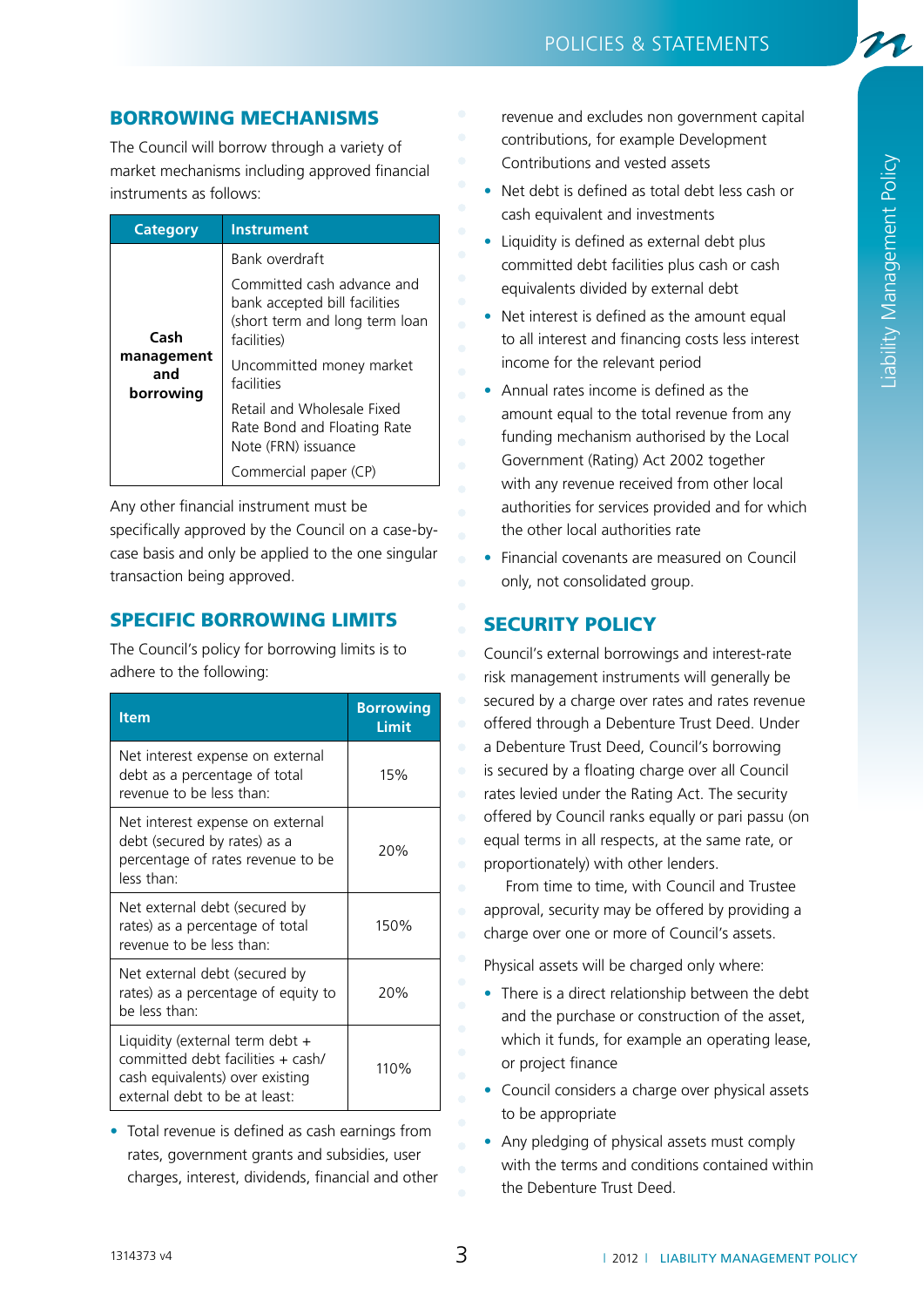## BORROWING MECHANISMS

The Council will borrow through a variety of market mechanisms including approved financial instruments as follows:

| Category | Instrument |
|---|---|
| Cash management and borrowing | Bank overdraft |
| | Committed cash advance and bank accepted bill facilities (short term and long term loan facilities) |
| | Uncommitted money market facilities |
| | Retail and Wholesale Fixed Rate Bond and Floating Rate Note (FRN) issuance |
| | Commercial paper (CP) |

Any other financial instrument must be specifically approved by the Council on a case-by-case basis and only be applied to the one singular transaction being approved.

## SPECIFIC BORROWING LIMITS

The Council's policy for borrowing limits is to adhere to the following:

| Item | Borrowing Limit |
|---|---|
| Net interest expense on external debt as a percentage of total revenue to be less than: | 15% |
| Net interest expense on external debt (secured by rates) as a percentage of rates revenue to be less than: | 20% |
| Net external debt (secured by rates) as a percentage of total revenue to be less than: | 150% |
| Net external debt (secured by rates) as a percentage of equity to be less than: | 20% |
| Liquidity (external term debt + committed debt facilities + cash/ cash equivalents) over existing external debt to be at least: | 110% |

- Total revenue is defined as cash earnings from rates, government grants and subsidies, user charges, interest, dividends, financial and other revenue and excludes non government capital contributions, for example Development Contributions and vested assets
- Net debt is defined as total debt less cash or cash equivalent and investments
- Liquidity is defined as external debt plus committed debt facilities plus cash or cash equivalents divided by external debt
- Net interest is defined as the amount equal to all interest and financing costs less interest income for the relevant period
- Annual rates income is defined as the amount equal to the total revenue from any funding mechanism authorised by the Local Government (Rating) Act 2002 together with any revenue received from other local authorities for services provided and for which the other local authorities rate
- Financial covenants are measured on Council only, not consolidated group.

## SECURITY POLICY

Council's external borrowings and interest-rate risk management instruments will generally be secured by a charge over rates and rates revenue offered through a Debenture Trust Deed. Under a Debenture Trust Deed, Council's borrowing is secured by a floating charge over all Council rates levied under the Rating Act. The security offered by Council ranks equally or pari passu (on equal terms in all respects, at the same rate, or proportionately) with other lenders.

From time to time, with Council and Trustee approval, security may be offered by providing a charge over one or more of Council's assets.

Physical assets will be charged only where:

- There is a direct relationship between the debt and the purchase or construction of the asset, which it funds, for example an operating lease, or project finance
- Council considers a charge over physical assets to be appropriate
- Any pledging of physical assets must comply with the terms and conditions contained within the Debenture Trust Deed.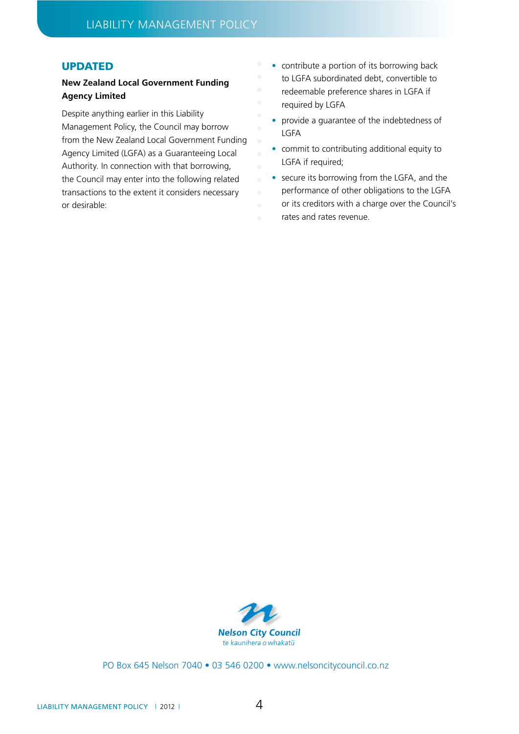## UPDATED

**New Zealand Local Government Funding Agency Limited**

Despite anything earlier in this Liability Management Policy, the Council may borrow from the New Zealand Local Government Funding Agency Limited (LGFA) as a Guaranteeing Local Authority. In connection with that borrowing, the Council may enter into the following related transactions to the extent it considers necessary or desirable:

- contribute a portion of its borrowing back to LGFA subordinated debt, convertible to redeemable preference shares in LGFA if required by LGFA
- provide a guarantee of the indebtedness of LGFA
- commit to contributing additional equity to LGFA if required;
- secure its borrowing from the LGFA, and the performance of other obligations to the LGFA or its creditors with a charge over the Council's rates and rates revenue.

Nelson City Council
te kaunihera o whakatū

PO Box 645 Nelson 7040 • 03 546 0200 • www.nelsoncitycouncil.co.nz